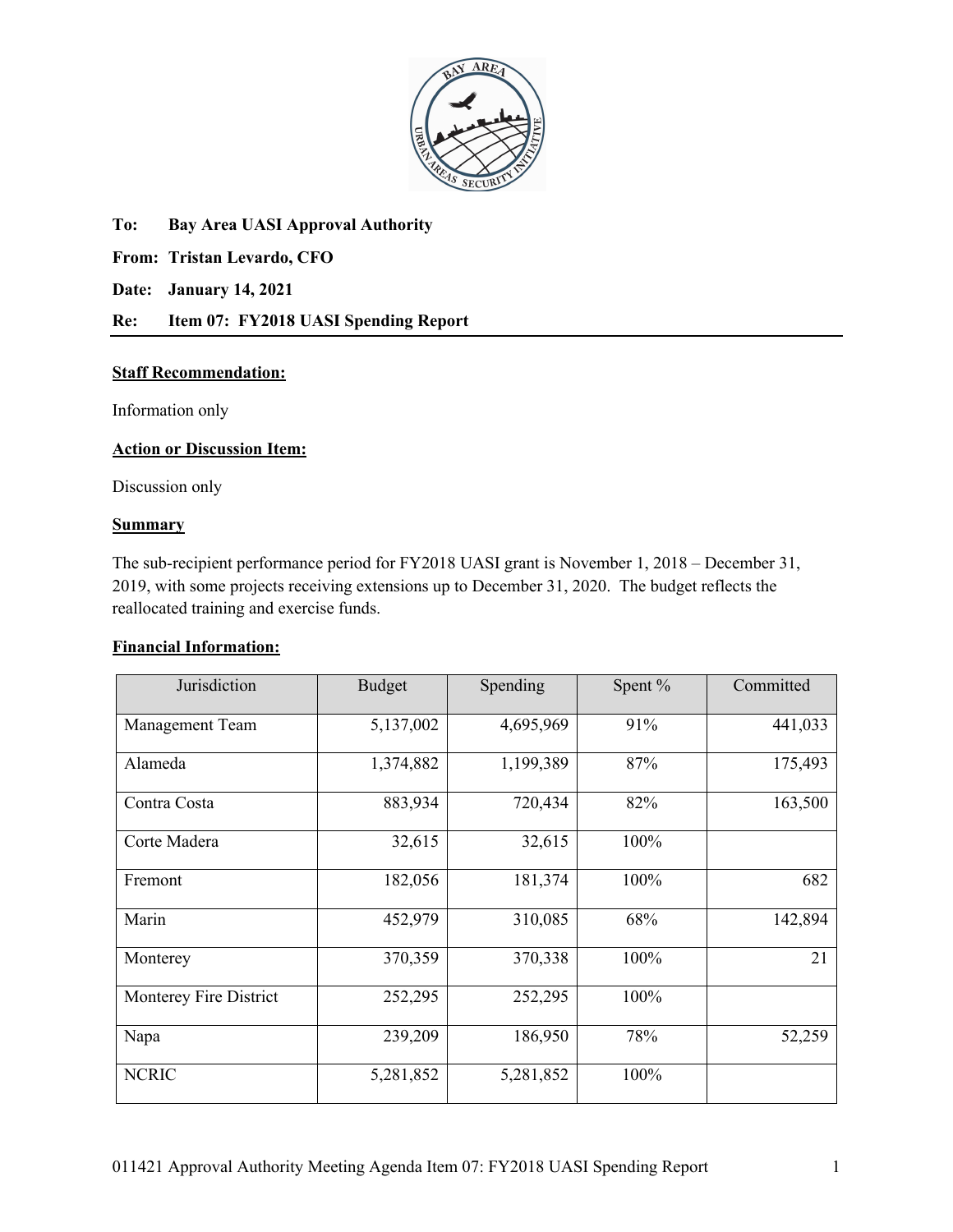**To:** **Bay Area UASI Approval Authority**

**From:** **Tristan Levardo, CFO**

**Date:** **January 14, 2021**

**Re:** **Item 07: FY2018 UASI Spending Report**

**Staff Recommendation:**

Information only

**Action or Discussion Item:**

Discussion only

**Summary**

The sub-recipient performance period for FY2018 UASI grant is November 1, 2018 – December 31, 2019, with some projects receiving extensions up to December 31, 2020. The budget reflects the reallocated training and exercise funds.

**Financial Information:**

| Jurisdiction | Budget | Spending | Spent % | Committed |
|---|---|---|---|---|
| Management Team | 5,137,002 | 4,695,969 | 91% | 441,033 |
| Alameda | 1,374,882 | 1,199,389 | 87% | 175,493 |
| Contra Costa | 883,934 | 720,434 | 82% | 163,500 |
| Corte Madera | 32,615 | 32,615 | 100% | |
| Fremont | 182,056 | 181,374 | 100% | 682 |
| Marin | 452,979 | 310,085 | 68% | 142,894 |
| Monterey | 370,359 | 370,338 | 100% | 21 |
| Monterey Fire District | 252,295 | 252,295 | 100% | |
| Napa | 239,209 | 186,950 | 78% | 52,259 |
| NCRIC | 5,281,852 | 5,281,852 | 100% | |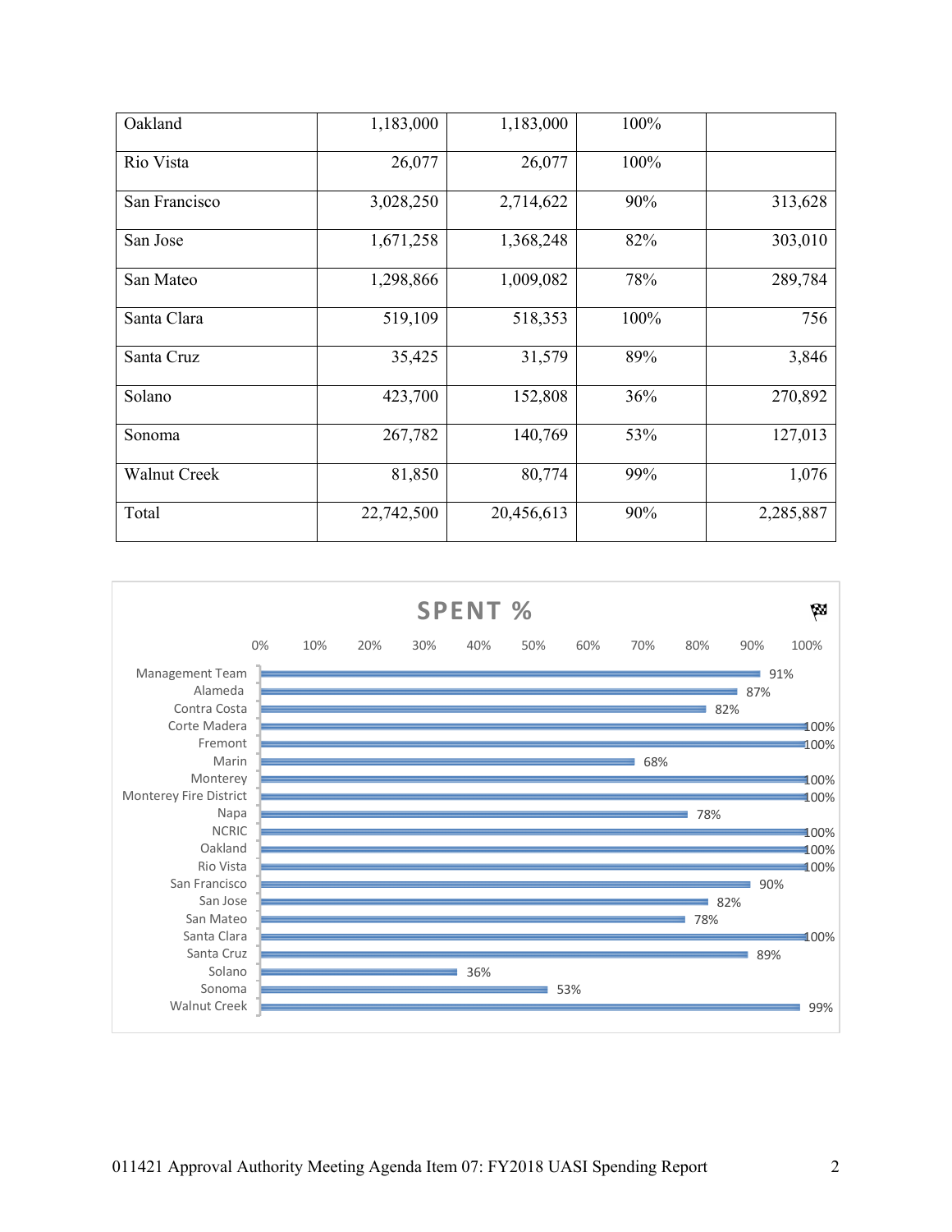| | | | | |
|---|---|---|---|---|
| Oakland | 1,183,000 | 1,183,000 | 100% | |
| Rio Vista | 26,077 | 26,077 | 100% | |
| San Francisco | 3,028,250 | 2,714,622 | 90% | 313,628 |
| San Jose | 1,671,258 | 1,368,248 | 82% | 303,010 |
| San Mateo | 1,298,866 | 1,009,082 | 78% | 289,784 |
| Santa Clara | 519,109 | 518,353 | 100% | 756 |
| Santa Cruz | 35,425 | 31,579 | 89% | 3,846 |
| Solano | 423,700 | 152,808 | 36% | 270,892 |
| Sonoma | 267,782 | 140,769 | 53% | 127,013 |
| Walnut Creek | 81,850 | 80,774 | 99% | 1,076 |
| Total | 22,742,500 | 20,456,613 | 90% | 2,285,887 |

SPENT %

0% 10% 20% 30% 40% 50% 60% 70% 80% 90% 100%

Management Team 91%
Alameda 87%
Contra Costa 82%
Corte Madera 100%
Fremont 100%
Marin 68%
Monterey 100%
Monterey Fire District 100%
Napa 78%
NCRIC 100%
Oakland 100%
Rio Vista 100%
San Francisco 90%
San Jose 82%
San Mateo 78%
Santa Clara 100%
Santa Cruz 89%
Solano 36%
Sonoma 53%
Walnut Creek 99%

011421 Approval Authority Meeting Agenda Item 07: FY2018 UASI Spending Report